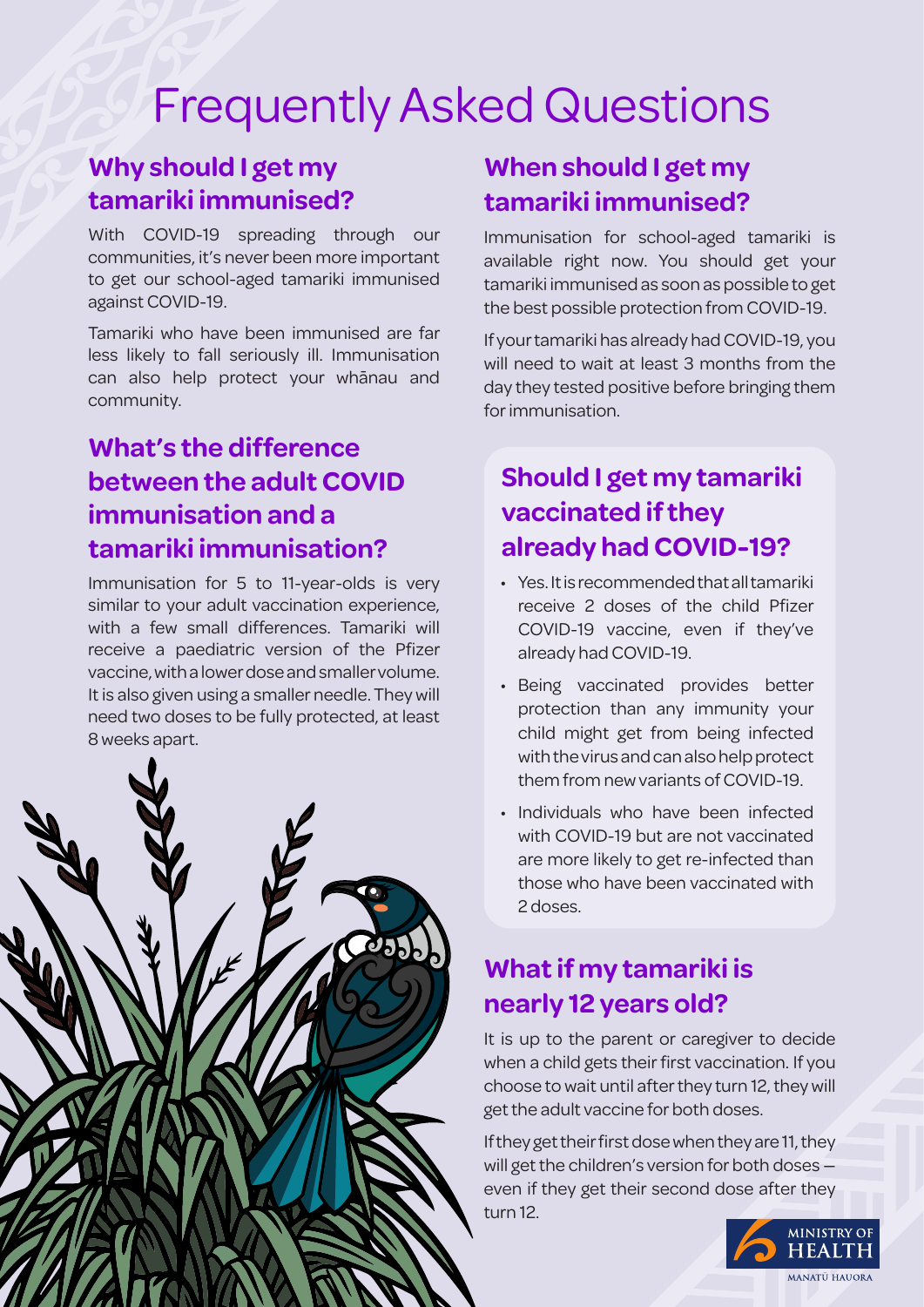# Frequently Asked Questions

## Why should I get my tamariki immunised?

With COVID-19 spreading through our communities, it's never been more important to get our school-aged tamariki immunised against COVID-19.

Tamariki who have been immunised are far less likely to fall seriously ill. Immunisation can also help protect your whānau and community.

## What's the difference between the adult COVID immunisation and a tamariki immunisation?

Immunisation for 5 to 11-year-olds is very similar to your adult vaccination experience, with a few small differences. Tamariki will receive a paediatric version of the Pfizer vaccine, with a lower dose and smaller volume. It is also given using a smaller needle. They will need two doses to be fully protected, at least 8 weeks apart.

## When should I get my tamariki immunised?

Immunisation for school-aged tamariki is available right now. You should get your tamariki immunised as soon as possible to get the best possible protection from COVID-19.

If your tamariki has already had COVID-19, you will need to wait at least 3 months from the day they tested positive before bringing them for immunisation.

## Should I get my tamariki vaccinated if they already had COVID-19?

- Yes. It is recommended that all tamariki receive 2 doses of the child Pfizer COVID-19 vaccine, even if they've already had COVID-19.
- Being vaccinated provides better protection than any immunity your child might get from being infected with the virus and can also help protect them from new variants of COVID-19.
- Individuals who have been infected with COVID-19 but are not vaccinated are more likely to get re-infected than those who have been vaccinated with 2 doses.

## What if my tamariki is nearly 12 years old?

It is up to the parent or caregiver to decide when a child gets their first vaccination. If you choose to wait until after they turn 12, they will get the adult vaccine for both doses.

If they get their first dose when they are 11, they will get the children's version for both doses – even if they get their second dose after they turn 12.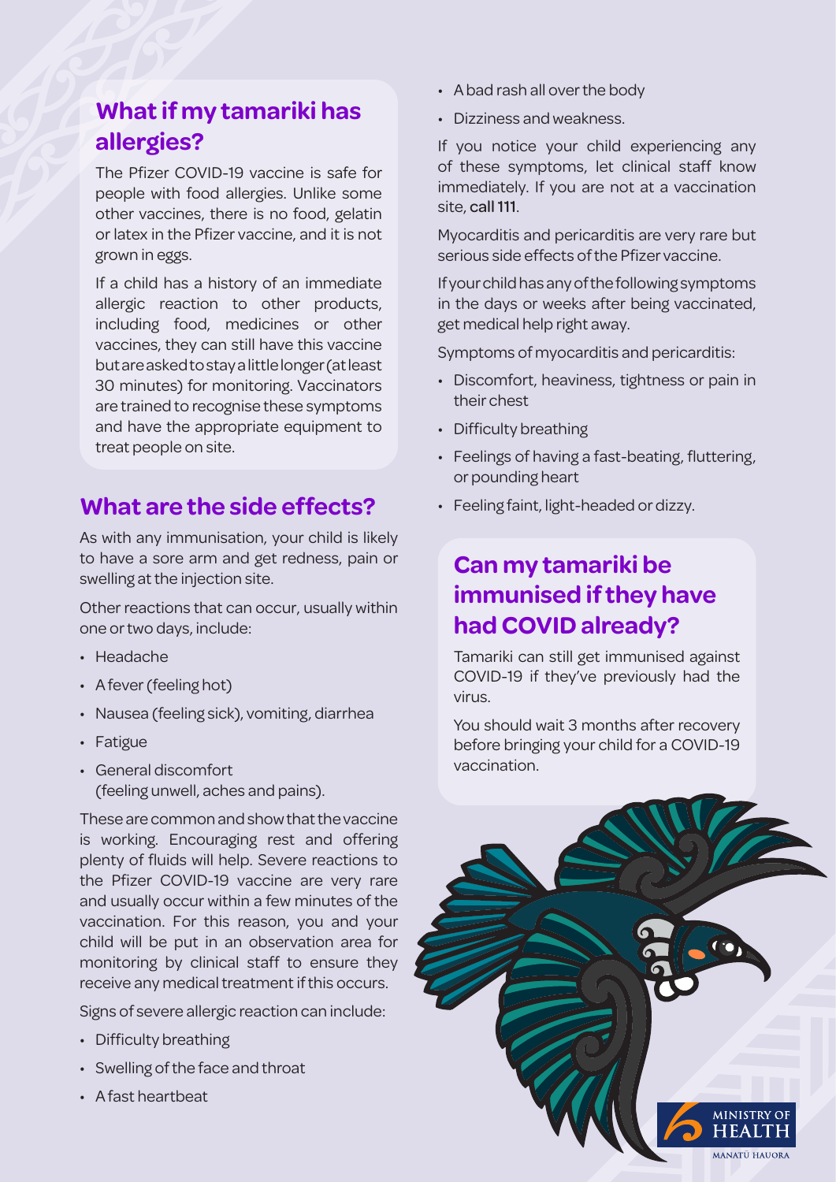## What if my tamariki has allergies?

The Pfizer COVID-19 vaccine is safe for people with food allergies. Unlike some other vaccines, there is no food, gelatin or latex in the Pfizer vaccine, and it is not grown in eggs.

If a child has a history of an immediate allergic reaction to other products, including food, medicines or other vaccines, they can still have this vaccine but are asked to stay a little longer (at least 30 minutes) for monitoring. Vaccinators are trained to recognise these symptoms and have the appropriate equipment to treat people on site.

## What are the side effects?

As with any immunisation, your child is likely to have a sore arm and get redness, pain or swelling at the injection site.

Other reactions that can occur, usually within one or two days, include:

- Headache
- A fever (feeling hot)
- Nausea (feeling sick), vomiting, diarrhea
- Fatigue
- General discomfort (feeling unwell, aches and pains).

These are common and show that the vaccine is working. Encouraging rest and offering plenty of fluids will help. Severe reactions to the Pfizer COVID-19 vaccine are very rare and usually occur within a few minutes of the vaccination. For this reason, you and your child will be put in an observation area for monitoring by clinical staff to ensure they receive any medical treatment if this occurs.

Signs of severe allergic reaction can include:

- Difficulty breathing
- Swelling of the face and throat
- A fast heartbeat
- A bad rash all over the body
- Dizziness and weakness.

If you notice your child experiencing any of these symptoms, let clinical staff know immediately. If you are not at a vaccination site, **call 111**.

Myocarditis and pericarditis are very rare but serious side effects of the Pfizer vaccine.

If your child has any of the following symptoms in the days or weeks after being vaccinated, get medical help right away.

Symptoms of myocarditis and pericarditis:

- Discomfort, heaviness, tightness or pain in their chest
- Difficulty breathing
- Feelings of having a fast-beating, fluttering, or pounding heart
- Feeling faint, light-headed or dizzy.

## Can my tamariki be immunised if they have had COVID already?

Tamariki can still get immunised against COVID-19 if they've previously had the virus.

You should wait 3 months after recovery before bringing your child for a COVID-19 vaccination.

MINISTRY OF HEALTH
MANATŪ HAUORA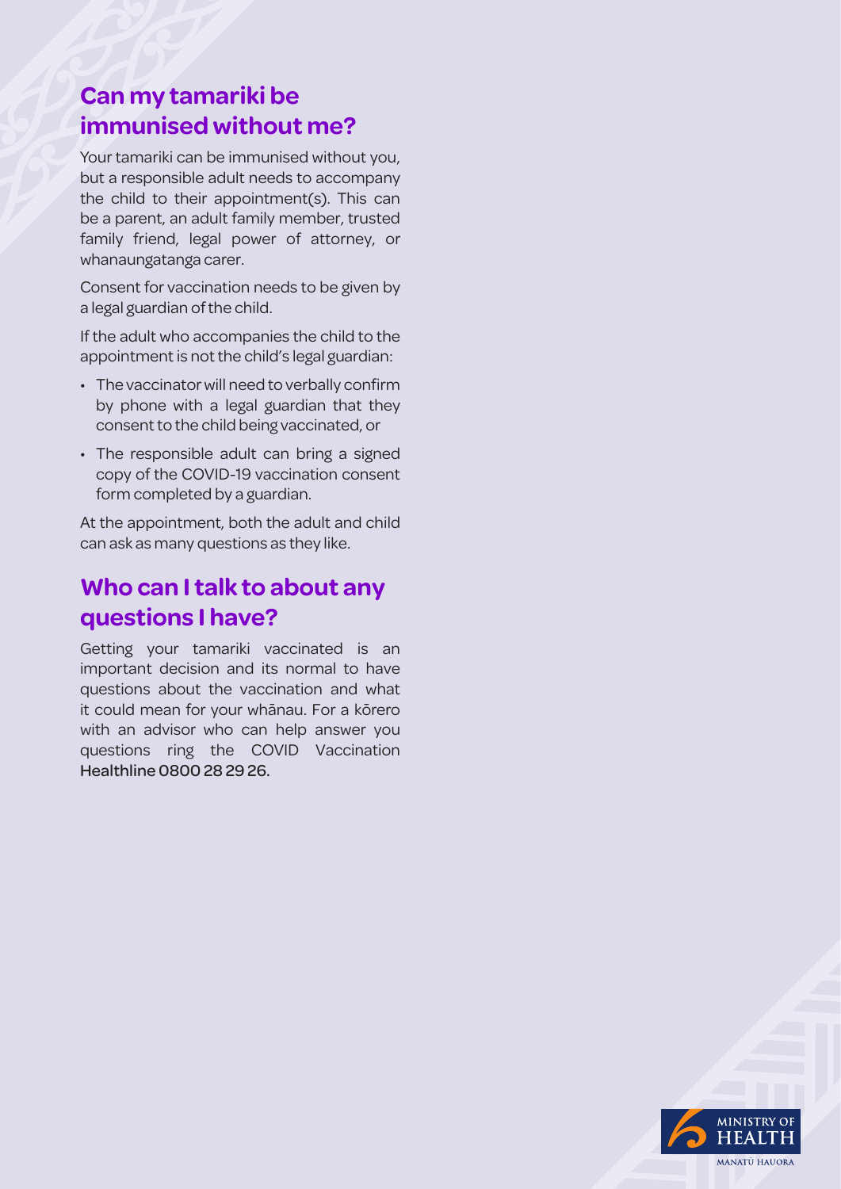## Can my tamariki be immunised without me?

Your tamariki can be immunised without you, but a responsible adult needs to accompany the child to their appointment(s). This can be a parent, an adult family member, trusted family friend, legal power of attorney, or whanaungatanga carer.

Consent for vaccination needs to be given by a legal guardian of the child.

If the adult who accompanies the child to the appointment is not the child's legal guardian:

- The vaccinator will need to verbally confirm by phone with a legal guardian that they consent to the child being vaccinated, or
- The responsible adult can bring a signed copy of the COVID-19 vaccination consent form completed by a guardian.

At the appointment, both the adult and child can ask as many questions as they like.

## Who can I talk to about any questions I have?

Getting your tamariki vaccinated is an important decision and its normal to have questions about the vaccination and what it could mean for your whānau. For a kōrero with an advisor who can help answer you questions ring the COVID Vaccination Healthline 0800 28 29 26.

MINISTRY OF HEALTH
MANATŪ HAUORA